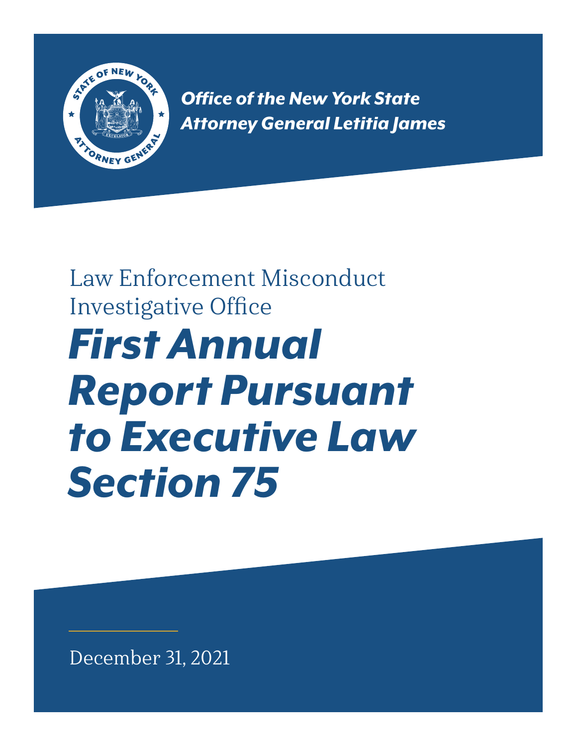*Office of the New York State Attorney General Letitia James*

Law Enforcement Misconduct Investigative Office

# *First Annual Report Pursuant to Executive Law Section 75*

December 31, 2021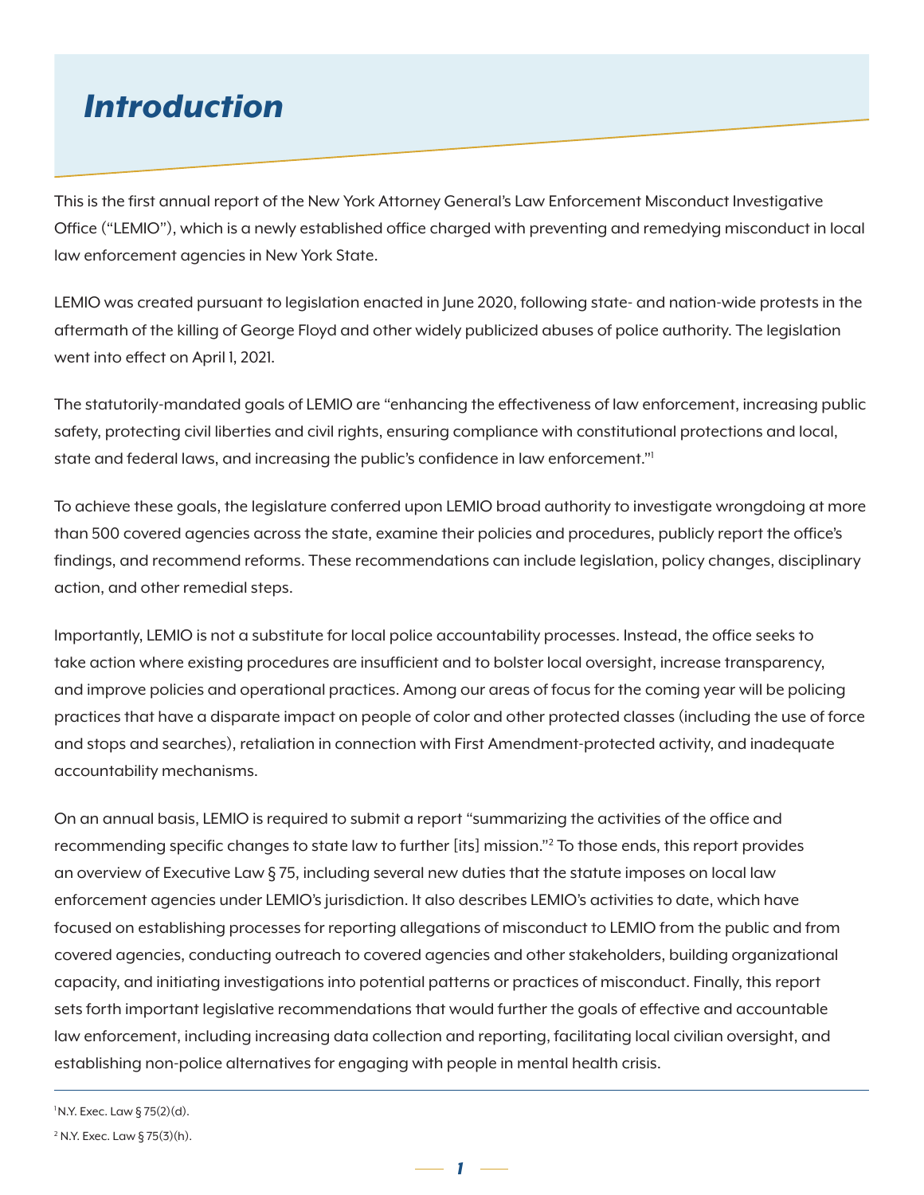# *Introduction*

This is the first annual report of the New York Attorney General's Law Enforcement Misconduct Investigative Office ("LEMIO"), which is a newly established office charged with preventing and remedying misconduct in local law enforcement agencies in New York State.

LEMIO was created pursuant to legislation enacted in June 2020, following state- and nation-wide protests in the aftermath of the killing of George Floyd and other widely publicized abuses of police authority. The legislation went into effect on April 1, 2021.

The statutorily-mandated goals of LEMIO are "enhancing the effectiveness of law enforcement, increasing public safety, protecting civil liberties and civil rights, ensuring compliance with constitutional protections and local, state and federal laws, and increasing the public's confidence in law enforcement."[1]

To achieve these goals, the legislature conferred upon LEMIO broad authority to investigate wrongdoing at more than 500 covered agencies across the state, examine their policies and procedures, publicly report the office's findings, and recommend reforms. These recommendations can include legislation, policy changes, disciplinary action, and other remedial steps.

Importantly, LEMIO is not a substitute for local police accountability processes. Instead, the office seeks to take action where existing procedures are insufficient and to bolster local oversight, increase transparency, and improve policies and operational practices. Among our areas of focus for the coming year will be policing practices that have a disparate impact on people of color and other protected classes (including the use of force and stops and searches), retaliation in connection with First Amendment-protected activity, and inadequate accountability mechanisms.

On an annual basis, LEMIO is required to submit a report "summarizing the activities of the office and recommending specific changes to state law to further [its] mission."[2] To those ends, this report provides an overview of Executive Law § 75, including several new duties that the statute imposes on local law enforcement agencies under LEMIO's jurisdiction. It also describes LEMIO's activities to date, which have focused on establishing processes for reporting allegations of misconduct to LEMIO from the public and from covered agencies, conducting outreach to covered agencies and other stakeholders, building organizational capacity, and initiating investigations into potential patterns or practices of misconduct. Finally, this report sets forth important legislative recommendations that would further the goals of effective and accountable law enforcement, including increasing data collection and reporting, facilitating local civilian oversight, and establishing non-police alternatives for engaging with people in mental health crisis.

---

[1] N.Y. Exec. Law § 75(2)(d).

[2] N.Y. Exec. Law § 75(3)(h).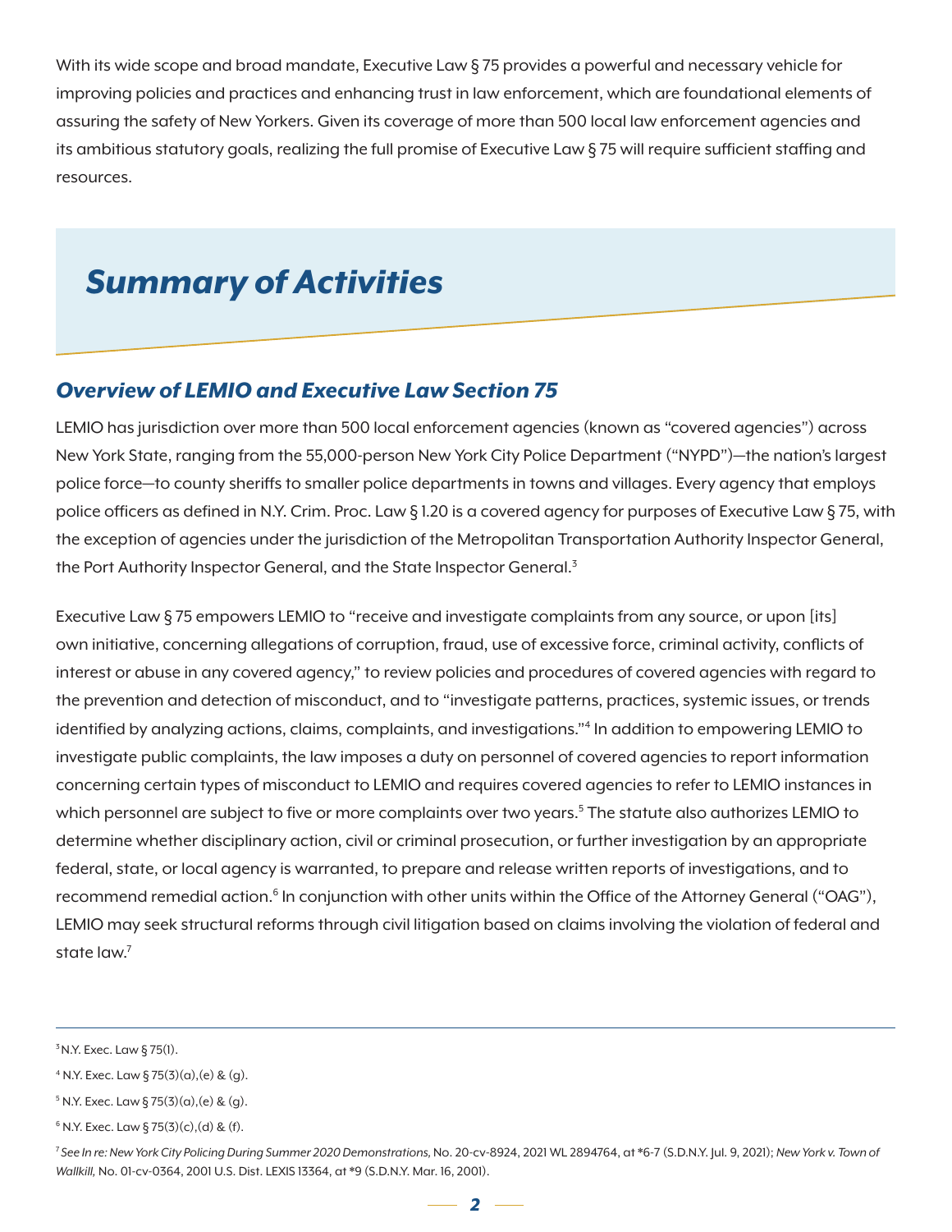With its wide scope and broad mandate, Executive Law § 75 provides a powerful and necessary vehicle for improving policies and practices and enhancing trust in law enforcement, which are foundational elements of assuring the safety of New Yorkers. Given its coverage of more than 500 local law enforcement agencies and its ambitious statutory goals, realizing the full promise of Executive Law § 75 will require sufficient staffing and resources.

# *Summary of Activities*

## *Overview of LEMIO and Executive Law Section 75*

LEMIO has jurisdiction over more than 500 local enforcement agencies (known as "covered agencies") across New York State, ranging from the 55,000-person New York City Police Department ("NYPD")—the nation's largest police force—to county sheriffs to smaller police departments in towns and villages. Every agency that employs police officers as defined in N.Y. Crim. Proc. Law § 1.20 is a covered agency for purposes of Executive Law § 75, with the exception of agencies under the jurisdiction of the Metropolitan Transportation Authority Inspector General, the Port Authority Inspector General, and the State Inspector General.[3]

Executive Law § 75 empowers LEMIO to "receive and investigate complaints from any source, or upon [its] own initiative, concerning allegations of corruption, fraud, use of excessive force, criminal activity, conflicts of interest or abuse in any covered agency," to review policies and procedures of covered agencies with regard to the prevention and detection of misconduct, and to "investigate patterns, practices, systemic issues, or trends identified by analyzing actions, claims, complaints, and investigations."[4] In addition to empowering LEMIO to investigate public complaints, the law imposes a duty on personnel of covered agencies to report information concerning certain types of misconduct to LEMIO and requires covered agencies to refer to LEMIO instances in which personnel are subject to five or more complaints over two years.[5] The statute also authorizes LEMIO to determine whether disciplinary action, civil or criminal prosecution, or further investigation by an appropriate federal, state, or local agency is warranted, to prepare and release written reports of investigations, and to recommend remedial action.[6] In conjunction with other units within the Office of the Attorney General ("OAG"), LEMIO may seek structural reforms through civil litigation based on claims involving the violation of federal and state law.[7]

---

[3] N.Y. Exec. Law § 75(1).

[4] N.Y. Exec. Law § 75(3)(a),(e) & (g).

[5] N.Y. Exec. Law § 75(3)(a),(e) & (g).

[6] N.Y. Exec. Law § 75(3)(c),(d) & (f).

[7] *See In re: New York City Policing During Summer 2020 Demonstrations,* No. 20-cv-8924, 2021 WL 2894764, at *6-7 (S.D.N.Y. Jul. 9, 2021); *New York v. Town of Wallkill,* No. 01-cv-0364, 2001 U.S. Dist. LEXIS 13364, at *9 (S.D.N.Y. Mar. 16, 2001).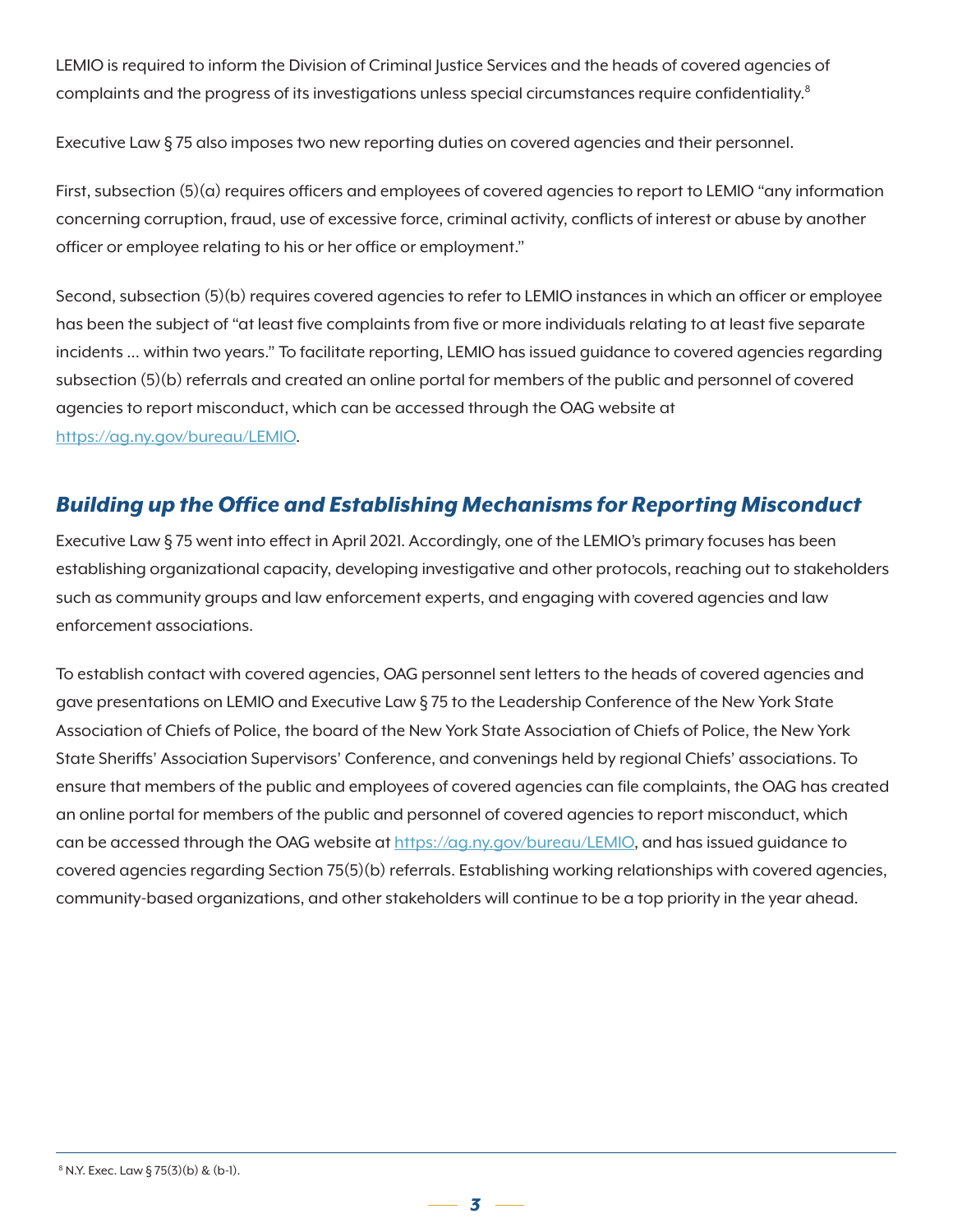LEMIO is required to inform the Division of Criminal Justice Services and the heads of covered agencies of complaints and the progress of its investigations unless special circumstances require confidentiality.[8]

Executive Law § 75 also imposes two new reporting duties on covered agencies and their personnel.

First, subsection (5)(a) requires officers and employees of covered agencies to report to LEMIO "any information concerning corruption, fraud, use of excessive force, criminal activity, conflicts of interest or abuse by another officer or employee relating to his or her office or employment."

Second, subsection (5)(b) requires covered agencies to refer to LEMIO instances in which an officer or employee has been the subject of "at least five complaints from five or more individuals relating to at least five separate incidents … within two years." To facilitate reporting, LEMIO has issued guidance to covered agencies regarding subsection (5)(b) referrals and created an online portal for members of the public and personnel of covered agencies to report misconduct, which can be accessed through the OAG website at https://ag.ny.gov/bureau/LEMIO.

## *Building up the Office and Establishing Mechanisms for Reporting Misconduct*

Executive Law § 75 went into effect in April 2021. Accordingly, one of the LEMIO's primary focuses has been establishing organizational capacity, developing investigative and other protocols, reaching out to stakeholders such as community groups and law enforcement experts, and engaging with covered agencies and law enforcement associations.

To establish contact with covered agencies, OAG personnel sent letters to the heads of covered agencies and gave presentations on LEMIO and Executive Law § 75 to the Leadership Conference of the New York State Association of Chiefs of Police, the board of the New York State Association of Chiefs of Police, the New York State Sheriffs' Association Supervisors' Conference, and convenings held by regional Chiefs' associations. To ensure that members of the public and employees of covered agencies can file complaints, the OAG has created an online portal for members of the public and personnel of covered agencies to report misconduct, which can be accessed through the OAG website at https://ag.ny.gov/bureau/LEMIO, and has issued guidance to covered agencies regarding Section 75(5)(b) referrals. Establishing working relationships with covered agencies, community-based organizations, and other stakeholders will continue to be a top priority in the year ahead.

[8] N.Y. Exec. Law § 75(3)(b) & (b-1).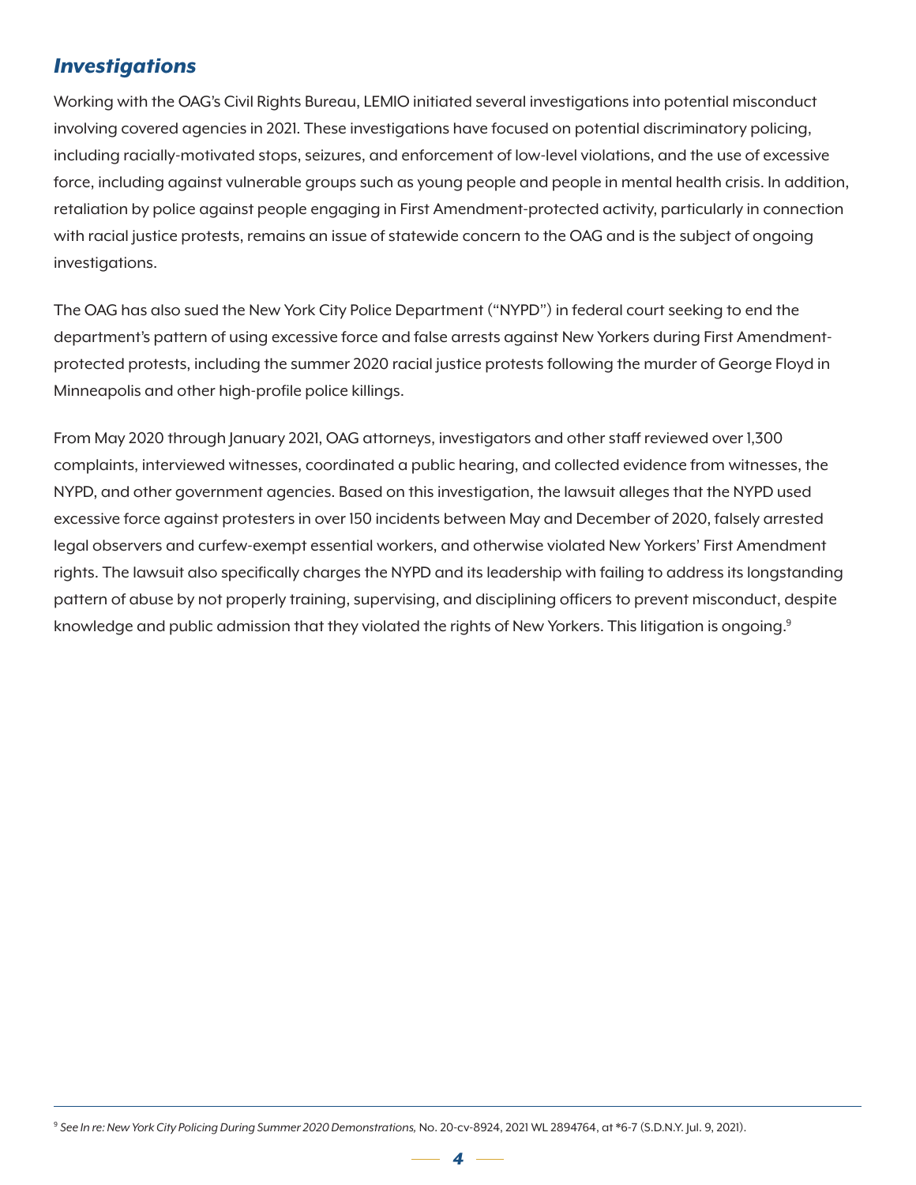### *Investigations*

Working with the OAG's Civil Rights Bureau, LEMIO initiated several investigations into potential misconduct involving covered agencies in 2021. These investigations have focused on potential discriminatory policing, including racially-motivated stops, seizures, and enforcement of low-level violations, and the use of excessive force, including against vulnerable groups such as young people and people in mental health crisis. In addition, retaliation by police against people engaging in First Amendment-protected activity, particularly in connection with racial justice protests, remains an issue of statewide concern to the OAG and is the subject of ongoing investigations.

The OAG has also sued the New York City Police Department ("NYPD") in federal court seeking to end the department's pattern of using excessive force and false arrests against New Yorkers during First Amendment-protected protests, including the summer 2020 racial justice protests following the murder of George Floyd in Minneapolis and other high-profile police killings.

From May 2020 through January 2021, OAG attorneys, investigators and other staff reviewed over 1,300 complaints, interviewed witnesses, coordinated a public hearing, and collected evidence from witnesses, the NYPD, and other government agencies. Based on this investigation, the lawsuit alleges that the NYPD used excessive force against protesters in over 150 incidents between May and December of 2020, falsely arrested legal observers and curfew-exempt essential workers, and otherwise violated New Yorkers' First Amendment rights. The lawsuit also specifically charges the NYPD and its leadership with failing to address its longstanding pattern of abuse by not properly training, supervising, and disciplining officers to prevent misconduct, despite knowledge and public admission that they violated the rights of New Yorkers. This litigation is ongoing.[9]

---

[9] *See In re: New York City Policing During Summer 2020 Demonstrations,* No. 20-cv-8924, 2021 WL 2894764, at *6-7 (S.D.N.Y. Jul. 9, 2021).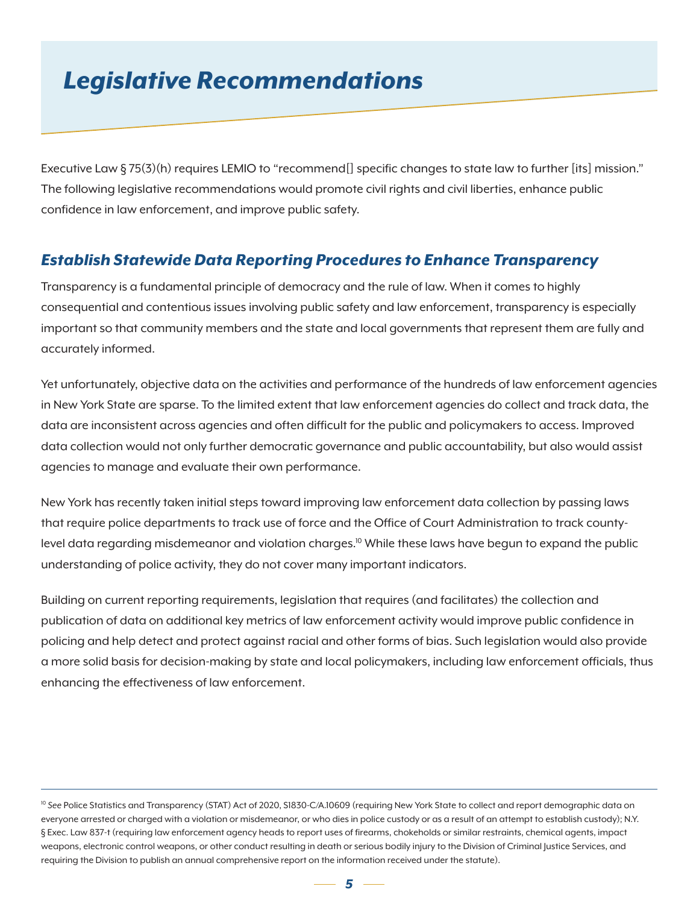# *Legislative Recommendations*

Executive Law § 75(3)(h) requires LEMIO to "recommend[] specific changes to state law to further [its] mission." The following legislative recommendations would promote civil rights and civil liberties, enhance public confidence in law enforcement, and improve public safety.

## *Establish Statewide Data Reporting Procedures to Enhance Transparency*

Transparency is a fundamental principle of democracy and the rule of law. When it comes to highly consequential and contentious issues involving public safety and law enforcement, transparency is especially important so that community members and the state and local governments that represent them are fully and accurately informed.

Yet unfortunately, objective data on the activities and performance of the hundreds of law enforcement agencies in New York State are sparse. To the limited extent that law enforcement agencies do collect and track data, the data are inconsistent across agencies and often difficult for the public and policymakers to access. Improved data collection would not only further democratic governance and public accountability, but also would assist agencies to manage and evaluate their own performance.

New York has recently taken initial steps toward improving law enforcement data collection by passing laws that require police departments to track use of force and the Office of Court Administration to track county-level data regarding misdemeanor and violation charges.[10] While these laws have begun to expand the public understanding of police activity, they do not cover many important indicators.

Building on current reporting requirements, legislation that requires (and facilitates) the collection and publication of data on additional key metrics of law enforcement activity would improve public confidence in policing and help detect and protect against racial and other forms of bias. Such legislation would also provide a more solid basis for decision-making by state and local policymakers, including law enforcement officials, thus enhancing the effectiveness of law enforcement.

---

[10] *See* Police Statistics and Transparency (STAT) Act of 2020, S1830-C/A.10609 (requiring New York State to collect and report demographic data on everyone arrested or charged with a violation or misdemeanor, or who dies in police custody or as a result of an attempt to establish custody); N.Y. § Exec. Law 837-t (requiring law enforcement agency heads to report uses of firearms, chokeholds or similar restraints, chemical agents, impact weapons, electronic control weapons, or other conduct resulting in death or serious bodily injury to the Division of Criminal Justice Services, and requiring the Division to publish an annual comprehensive report on the information received under the statute).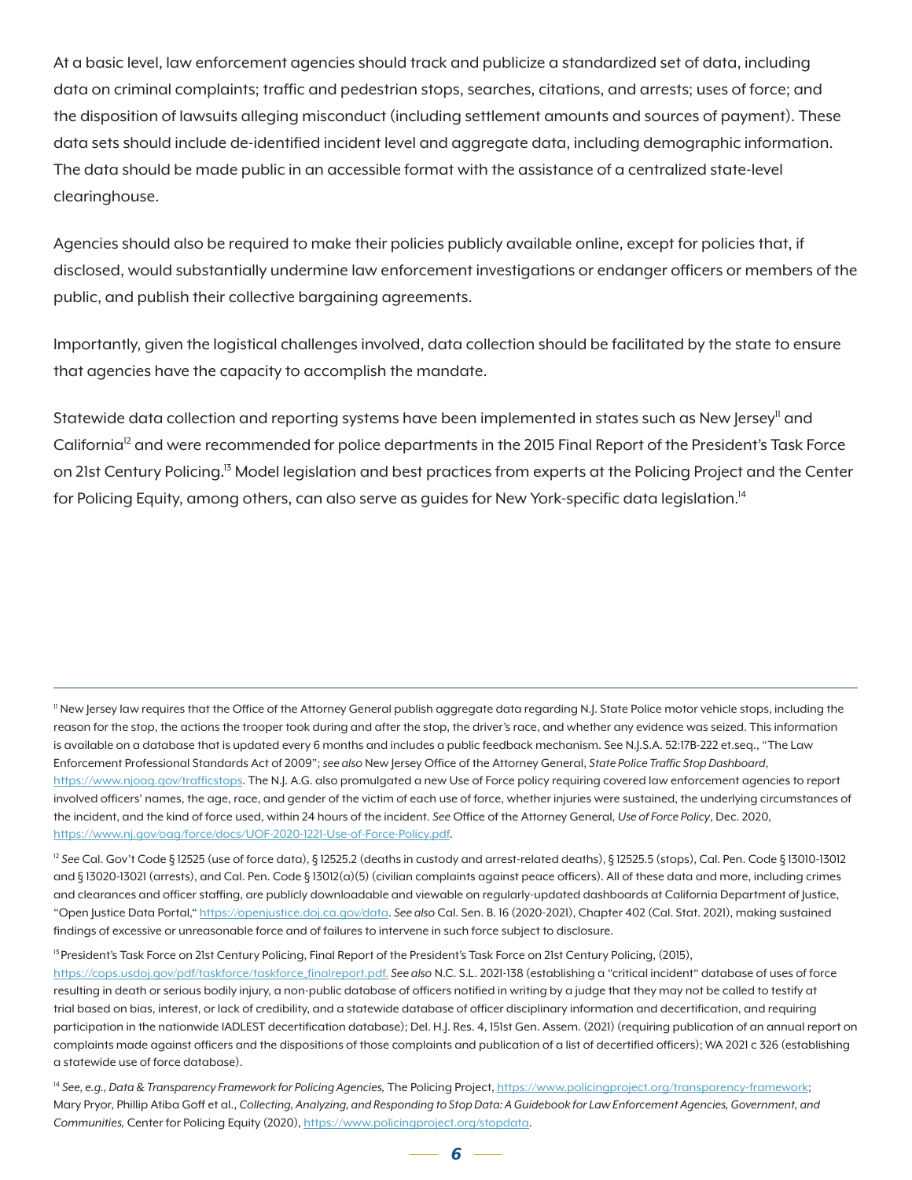At a basic level, law enforcement agencies should track and publicize a standardized set of data, including data on criminal complaints; traffic and pedestrian stops, searches, citations, and arrests; uses of force; and the disposition of lawsuits alleging misconduct (including settlement amounts and sources of payment). These data sets should include de-identified incident level and aggregate data, including demographic information. The data should be made public in an accessible format with the assistance of a centralized state-level clearinghouse.

Agencies should also be required to make their policies publicly available online, except for policies that, if disclosed, would substantially undermine law enforcement investigations or endanger officers or members of the public, and publish their collective bargaining agreements.

Importantly, given the logistical challenges involved, data collection should be facilitated by the state to ensure that agencies have the capacity to accomplish the mandate.

Statewide data collection and reporting systems have been implemented in states such as New Jersey[11] and California[12] and were recommended for police departments in the 2015 Final Report of the President's Task Force on 21st Century Policing.[13] Model legislation and best practices from experts at the Policing Project and the Center for Policing Equity, among others, can also serve as guides for New York-specific data legislation.[14]

---

[11] New Jersey law requires that the Office of the Attorney General publish aggregate data regarding N.J. State Police motor vehicle stops, including the reason for the stop, the actions the trooper took during and after the stop, the driver's race, and whether any evidence was seized. This information is available on a database that is updated every 6 months and includes a public feedback mechanism. See N.J.S.A. 52:17B-222 et.seq., "The Law Enforcement Professional Standards Act of 2009"; *see also* New Jersey Office of the Attorney General, *State Police Traffic Stop Dashboard*, https://www.njoag.gov/trafficstops. The N.J. A.G. also promulgated a new Use of Force policy requiring covered law enforcement agencies to report involved officers' names, the age, race, and gender of the victim of each use of force, whether injuries were sustained, the underlying circumstances of the incident, and the kind of force used, within 24 hours of the incident. *See* Office of the Attorney General, *Use of Force Policy*, Dec. 2020, https://www.nj.gov/oag/force/docs/UOF-2020-1221-Use-of-Force-Policy.pdf.

[12] *See* Cal. Gov't Code § 12525 (use of force data), § 12525.2 (deaths in custody and arrest-related deaths), § 12525.5 (stops), Cal. Pen. Code § 13010-13012 and § 13020-13021 (arrests), and Cal. Pen. Code § 13012(a)(5) (civilian complaints against peace officers). All of these data and more, including crimes and clearances and officer staffing, are publicly downloadable and viewable on regularly-updated dashboards at California Department of Justice, "Open Justice Data Portal," https://openjustice.doj.ca.gov/data. *See also* Cal. Sen. B. 16 (2020-2021), Chapter 402 (Cal. Stat. 2021), making sustained findings of excessive or unreasonable force and of failures to intervene in such force subject to disclosure.

[13] President's Task Force on 21st Century Policing, Final Report of the President's Task Force on 21st Century Policing, (2015), https://cops.usdoj.gov/pdf/taskforce/taskforce_finalreport.pdf. *See also* N.C. S.L. 2021-138 (establishing a "critical incident" database of uses of force resulting in death or serious bodily injury, a non-public database of officers notified in writing by a judge that they may not be called to testify at trial based on bias, interest, or lack of credibility, and a statewide database of officer disciplinary information and decertification, and requiring participation in the nationwide IADLEST decertification database); Del. H.J. Res. 4, 151st Gen. Assem. (2021) (requiring publication of an annual report on complaints made against officers and the dispositions of those complaints and publication of a list of decertified officers); WA 2021 c 326 (establishing a statewide use of force database).

[14] *See, e.g., Data & Transparency Framework for Policing Agencies,* The Policing Project, https://www.policingproject.org/transparency-framework; Mary Pryor, Phillip Atiba Goff et al., *Collecting, Analyzing, and Responding to Stop Data: A Guidebook for Law Enforcement Agencies, Government, and Communities,* Center for Policing Equity (2020), https://www.policingproject.org/stopdata.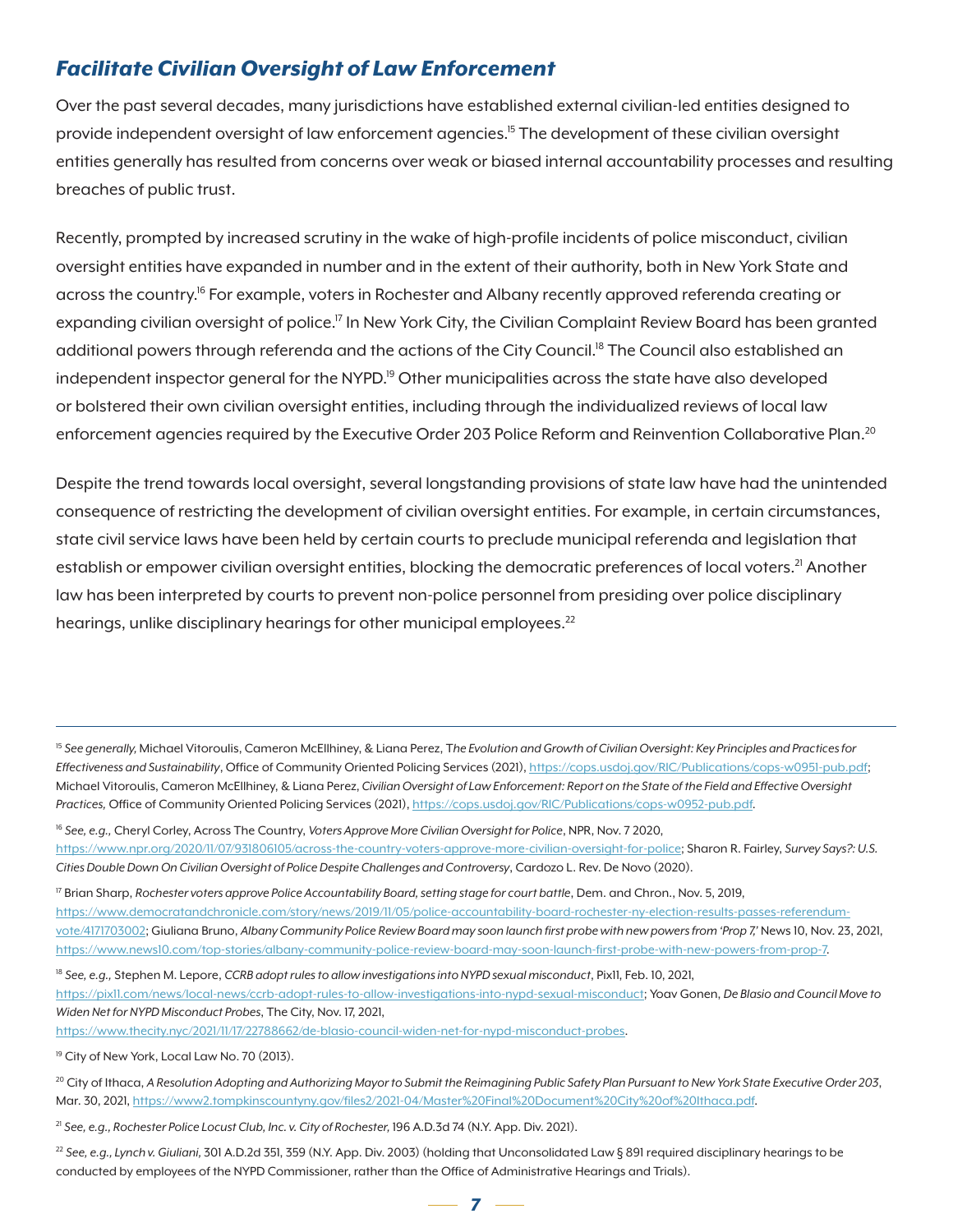## *Facilitate Civilian Oversight of Law Enforcement*

Over the past several decades, many jurisdictions have established external civilian-led entities designed to provide independent oversight of law enforcement agencies.[15] The development of these civilian oversight entities generally has resulted from concerns over weak or biased internal accountability processes and resulting breaches of public trust.

Recently, prompted by increased scrutiny in the wake of high-profile incidents of police misconduct, civilian oversight entities have expanded in number and in the extent of their authority, both in New York State and across the country.[16] For example, voters in Rochester and Albany recently approved referenda creating or expanding civilian oversight of police.[17] In New York City, the Civilian Complaint Review Board has been granted additional powers through referenda and the actions of the City Council.[18] The Council also established an independent inspector general for the NYPD.[19] Other municipalities across the state have also developed or bolstered their own civilian oversight entities, including through the individualized reviews of local law enforcement agencies required by the Executive Order 203 Police Reform and Reinvention Collaborative Plan.[20]

Despite the trend towards local oversight, several longstanding provisions of state law have had the unintended consequence of restricting the development of civilian oversight entities. For example, in certain circumstances, state civil service laws have been held by certain courts to preclude municipal referenda and legislation that establish or empower civilian oversight entities, blocking the democratic preferences of local voters.[21] Another law has been interpreted by courts to prevent non-police personnel from presiding over police disciplinary hearings, unlike disciplinary hearings for other municipal employees.[22]

---

[15] *See generally,* Michael Vitoroulis, Cameron McEllhiney, & Liana Perez, *The Evolution and Growth of Civilian Oversight: Key Principles and Practices for Effectiveness and Sustainability*, Office of Community Oriented Policing Services (2021), https://cops.usdoj.gov/RIC/Publications/cops-w0951-pub.pdf; Michael Vitoroulis, Cameron McEllhiney, & Liana Perez, *Civilian Oversight of Law Enforcement: Report on the State of the Field and Effective Oversight Practices,* Office of Community Oriented Policing Services (2021), https://cops.usdoj.gov/RIC/Publications/cops-w0952-pub.pdf.

[16] *See, e.g.,* Cheryl Corley, Across The Country, *Voters Approve More Civilian Oversight for Police*, NPR, Nov. 7 2020, https://www.npr.org/2020/11/07/931806105/across-the-country-voters-approve-more-civilian-oversight-for-police; Sharon R. Fairley, *Survey Says?: U.S. Cities Double Down On Civilian Oversight of Police Despite Challenges and Controversy*, Cardozo L. Rev. De Novo (2020).

[17] Brian Sharp, *Rochester voters approve Police Accountability Board, setting stage for court battle*, Dem. and Chron., Nov. 5, 2019, https://www.democratandchronicle.com/story/news/2019/11/05/police-accountability-board-rochester-ny-election-results-passes-referendum-vote/4171703002; Giuliana Bruno, *Albany Community Police Review Board may soon launch first probe with new powers from 'Prop 7,'* News 10, Nov. 23, 2021, https://www.news10.com/top-stories/albany-community-police-review-board-may-soon-launch-first-probe-with-new-powers-from-prop-7.

[18] *See, e.g.,* Stephen M. Lepore, *CCRB adopt rules to allow investigations into NYPD sexual misconduct*, Pix11, Feb. 10, 2021, https://pix11.com/news/local-news/ccrb-adopt-rules-to-allow-investigations-into-nypd-sexual-misconduct; Yoav Gonen, *De Blasio and Council Move to Widen Net for NYPD Misconduct Probes*, The City, Nov. 17, 2021, https://www.thecity.nyc/2021/11/17/22788662/de-blasio-council-widen-net-for-nypd-misconduct-probes.

[19] City of New York, Local Law No. 70 (2013).

[20] City of Ithaca, *A Resolution Adopting and Authorizing Mayor to Submit the Reimagining Public Safety Plan Pursuant to New York State Executive Order 203*, Mar. 30, 2021, https://www2.tompkinscountyny.gov/files2/2021-04/Master%20Final%20Document%20City%20of%20Ithaca.pdf.

[21] *See, e.g., Rochester Police Locust Club, Inc. v. City of Rochester,* 196 A.D.3d 74 (N.Y. App. Div. 2021).

[22] *See, e.g., Lynch v. Giuliani,* 301 A.D.2d 351, 359 (N.Y. App. Div. 2003) (holding that Unconsolidated Law § 891 required disciplinary hearings to be conducted by employees of the NYPD Commissioner, rather than the Office of Administrative Hearings and Trials).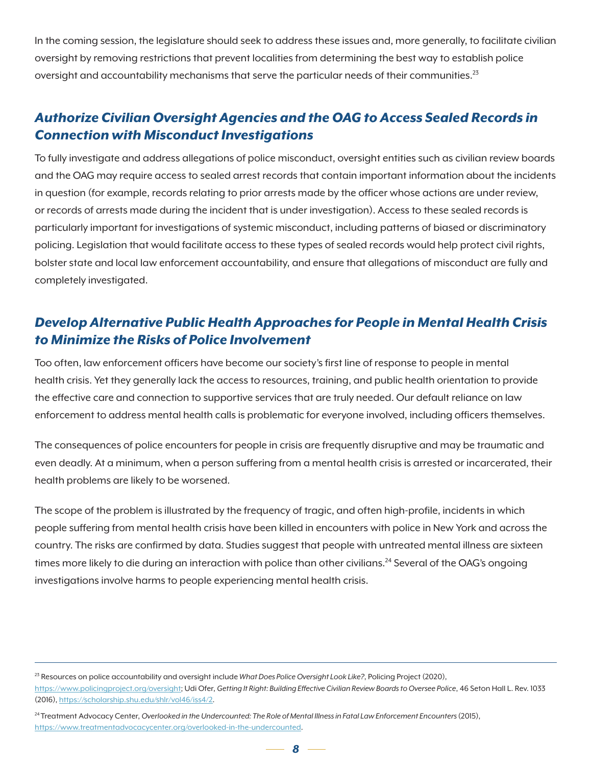In the coming session, the legislature should seek to address these issues and, more generally, to facilitate civilian oversight by removing restrictions that prevent localities from determining the best way to establish police oversight and accountability mechanisms that serve the particular needs of their communities.[23]

## *Authorize Civilian Oversight Agencies and the OAG to Access Sealed Records in Connection with Misconduct Investigations*

To fully investigate and address allegations of police misconduct, oversight entities such as civilian review boards and the OAG may require access to sealed arrest records that contain important information about the incidents in question (for example, records relating to prior arrests made by the officer whose actions are under review, or records of arrests made during the incident that is under investigation). Access to these sealed records is particularly important for investigations of systemic misconduct, including patterns of biased or discriminatory policing. Legislation that would facilitate access to these types of sealed records would help protect civil rights, bolster state and local law enforcement accountability, and ensure that allegations of misconduct are fully and completely investigated.

## *Develop Alternative Public Health Approaches for People in Mental Health Crisis to Minimize the Risks of Police Involvement*

Too often, law enforcement officers have become our society's first line of response to people in mental health crisis. Yet they generally lack the access to resources, training, and public health orientation to provide the effective care and connection to supportive services that are truly needed. Our default reliance on law enforcement to address mental health calls is problematic for everyone involved, including officers themselves.

The consequences of police encounters for people in crisis are frequently disruptive and may be traumatic and even deadly. At a minimum, when a person suffering from a mental health crisis is arrested or incarcerated, their health problems are likely to be worsened.

The scope of the problem is illustrated by the frequency of tragic, and often high-profile, incidents in which people suffering from mental health crisis have been killed in encounters with police in New York and across the country. The risks are confirmed by data. Studies suggest that people with untreated mental illness are sixteen times more likely to die during an interaction with police than other civilians.[24] Several of the OAG's ongoing investigations involve harms to people experiencing mental health crisis.

---

[23] Resources on police accountability and oversight include *What Does Police Oversight Look Like?*, Policing Project (2020), https://www.policingproject.org/oversight; Udi Ofer, *Getting It Right: Building Effective Civilian Review Boards to Oversee Police*, 46 Seton Hall L. Rev. 1033 (2016), https://scholarship.shu.edu/shlr/vol46/iss4/2.

[24] Treatment Advocacy Center, *Overlooked in the Undercounted: The Role of Mental Illness in Fatal Law Enforcement Encounters* (2015), https://www.treatmentadvocacycenter.org/overlooked-in-the-undercounted.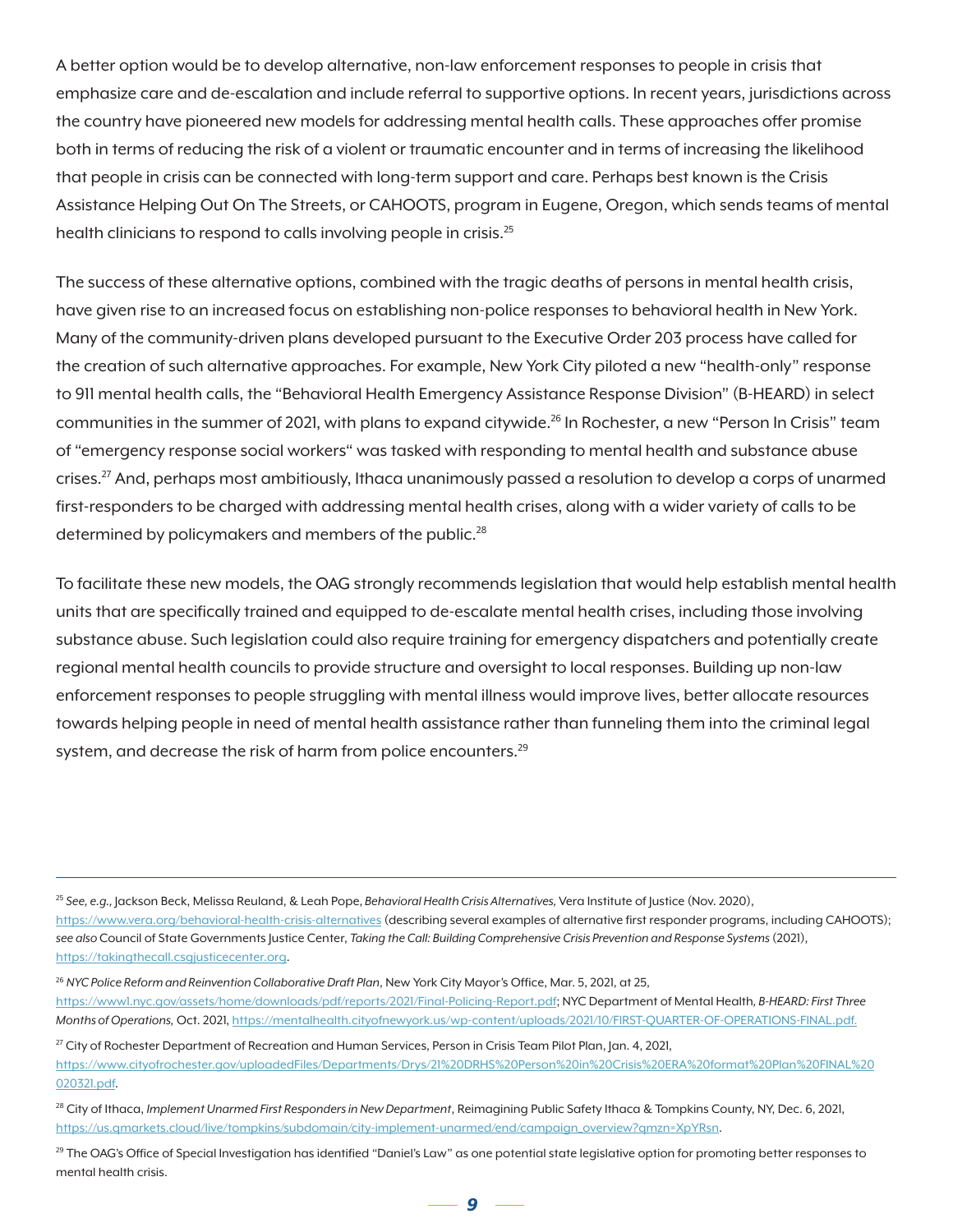A better option would be to develop alternative, non-law enforcement responses to people in crisis that emphasize care and de-escalation and include referral to supportive options. In recent years, jurisdictions across the country have pioneered new models for addressing mental health calls. These approaches offer promise both in terms of reducing the risk of a violent or traumatic encounter and in terms of increasing the likelihood that people in crisis can be connected with long-term support and care. Perhaps best known is the Crisis Assistance Helping Out On The Streets, or CAHOOTS, program in Eugene, Oregon, which sends teams of mental health clinicians to respond to calls involving people in crisis.[25]

The success of these alternative options, combined with the tragic deaths of persons in mental health crisis, have given rise to an increased focus on establishing non-police responses to behavioral health in New York. Many of the community-driven plans developed pursuant to the Executive Order 203 process have called for the creation of such alternative approaches. For example, New York City piloted a new "health-only" response to 911 mental health calls, the "Behavioral Health Emergency Assistance Response Division" (B-HEARD) in select communities in the summer of 2021, with plans to expand citywide.[26] In Rochester, a new "Person In Crisis" team of "emergency response social workers" was tasked with responding to mental health and substance abuse crises.[27] And, perhaps most ambitiously, Ithaca unanimously passed a resolution to develop a corps of unarmed first-responders to be charged with addressing mental health crises, along with a wider variety of calls to be determined by policymakers and members of the public.[28]

To facilitate these new models, the OAG strongly recommends legislation that would help establish mental health units that are specifically trained and equipped to de-escalate mental health crises, including those involving substance abuse. Such legislation could also require training for emergency dispatchers and potentially create regional mental health councils to provide structure and oversight to local responses. Building up non-law enforcement responses to people struggling with mental illness would improve lives, better allocate resources towards helping people in need of mental health assistance rather than funneling them into the criminal legal system, and decrease the risk of harm from police encounters.[29]

---

[25] *See, e.g.,* Jackson Beck, Melissa Reuland, & Leah Pope, *Behavioral Health Crisis Alternatives,* Vera Institute of Justice (Nov. 2020), https://www.vera.org/behavioral-health-crisis-alternatives (describing several examples of alternative first responder programs, including CAHOOTS); *see also* Council of State Governments Justice Center, *Taking the Call: Building Comprehensive Crisis Prevention and Response Systems* (2021), https://takingthecall.csgjusticecenter.org.

[26] *NYC Police Reform and Reinvention Collaborative Draft Plan*, New York City Mayor's Office, Mar. 5, 2021, at 25, https://www1.nyc.gov/assets/home/downloads/pdf/reports/2021/Final-Policing-Report.pdf; NYC Department of Mental Health, *B-HEARD: First Three Months of Operations,* Oct. 2021, https://mentalhealth.cityofnewyork.us/wp-content/uploads/2021/10/FIRST-QUARTER-OF-OPERATIONS-FINAL.pdf.

[27] City of Rochester Department of Recreation and Human Services, Person in Crisis Team Pilot Plan, Jan. 4, 2021, https://www.cityofrochester.gov/uploadedFiles/Departments/Drys/21%20DRHS%20Person%20in%20Crisis%20ERA%20format%20Plan%20FINAL%20020321.pdf.

[28] City of Ithaca, *Implement Unarmed First Responders in New Department*, Reimagining Public Safety Ithaca & Tompkins County, NY, Dec. 6, 2021, https://us.qmarkets.cloud/live/tompkins/subdomain/city-implement-unarmed/end/campaign_overview?qmzn=XpYRsn.

[29] The OAG's Office of Special Investigation has identified "Daniel's Law" as one potential state legislative option for promoting better responses to mental health crisis.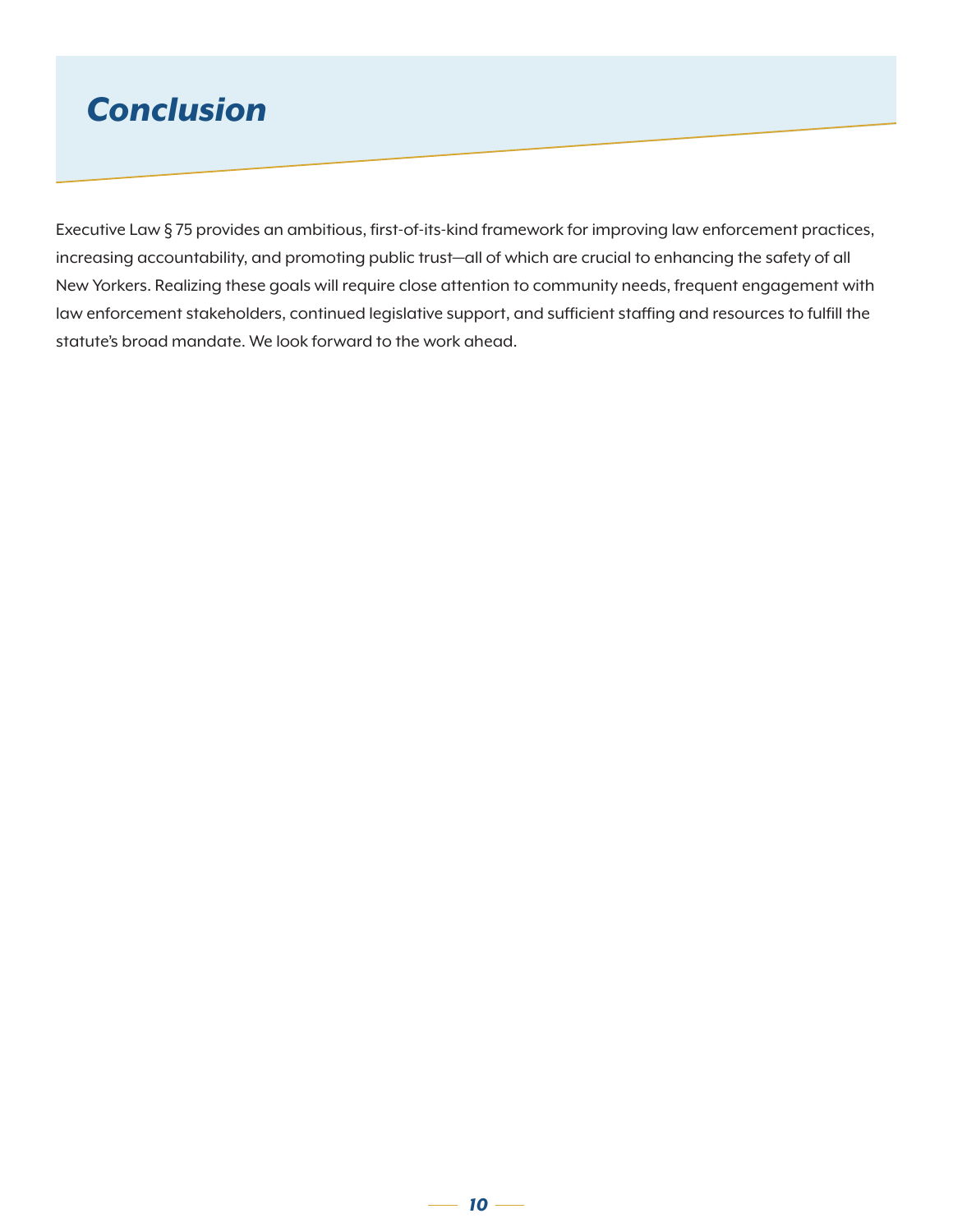# Conclusion

Executive Law § 75 provides an ambitious, first-of-its-kind framework for improving law enforcement practices, increasing accountability, and promoting public trust—all of which are crucial to enhancing the safety of all New Yorkers. Realizing these goals will require close attention to community needs, frequent engagement with law enforcement stakeholders, continued legislative support, and sufficient staffing and resources to fulfill the statute's broad mandate. We look forward to the work ahead.